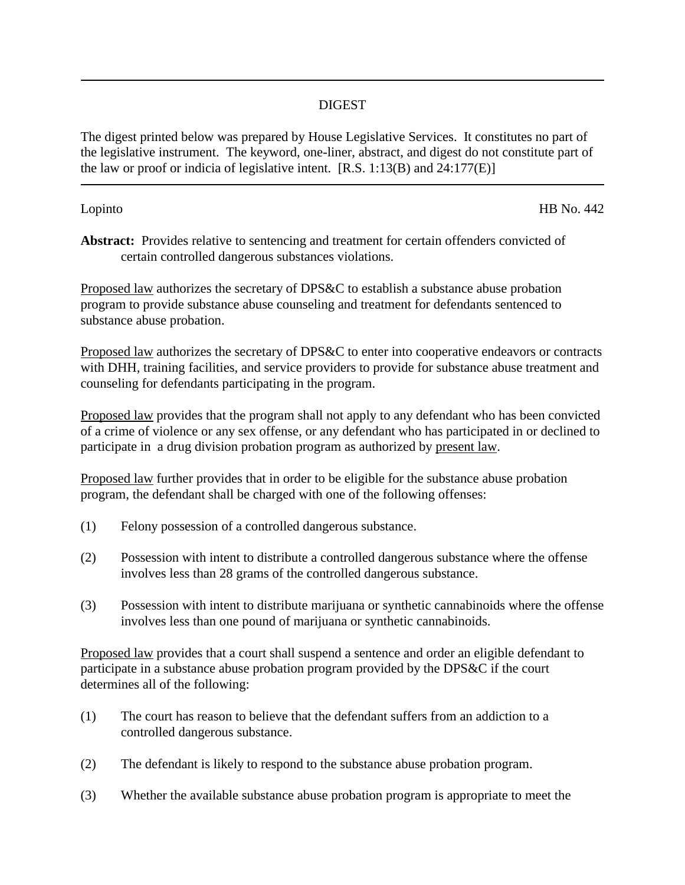---

DIGEST

The digest printed below was prepared by House Legislative Services. It constitutes no part of the legislative instrument. The keyword, one-liner, abstract, and digest do not constitute part of the law or proof or indicia of legislative intent. [R.S. 1:13(B) and 24:177(E)]

---

Lopinto HB No. 442

**Abstract:** Provides relative to sentencing and treatment for certain offenders convicted of certain controlled dangerous substances violations.

Proposed law authorizes the secretary of DPS&C to establish a substance abuse probation program to provide substance abuse counseling and treatment for defendants sentenced to substance abuse probation.

Proposed law authorizes the secretary of DPS&C to enter into cooperative endeavors or contracts with DHH, training facilities, and service providers to provide for substance abuse treatment and counseling for defendants participating in the program.

Proposed law provides that the program shall not apply to any defendant who has been convicted of a crime of violence or any sex offense, or any defendant who has participated in or declined to participate in a drug division probation program as authorized by present law.

Proposed law further provides that in order to be eligible for the substance abuse probation program, the defendant shall be charged with one of the following offenses:

(1) Felony possession of a controlled dangerous substance.

(2) Possession with intent to distribute a controlled dangerous substance where the offense involves less than 28 grams of the controlled dangerous substance.

(3) Possession with intent to distribute marijuana or synthetic cannabinoids where the offense involves less than one pound of marijuana or synthetic cannabinoids.

Proposed law provides that a court shall suspend a sentence and order an eligible defendant to participate in a substance abuse probation program provided by the DPS&C if the court determines all of the following:

(1) The court has reason to believe that the defendant suffers from an addiction to a controlled dangerous substance.

(2) The defendant is likely to respond to the substance abuse probation program.

(3) Whether the available substance abuse probation program is appropriate to meet the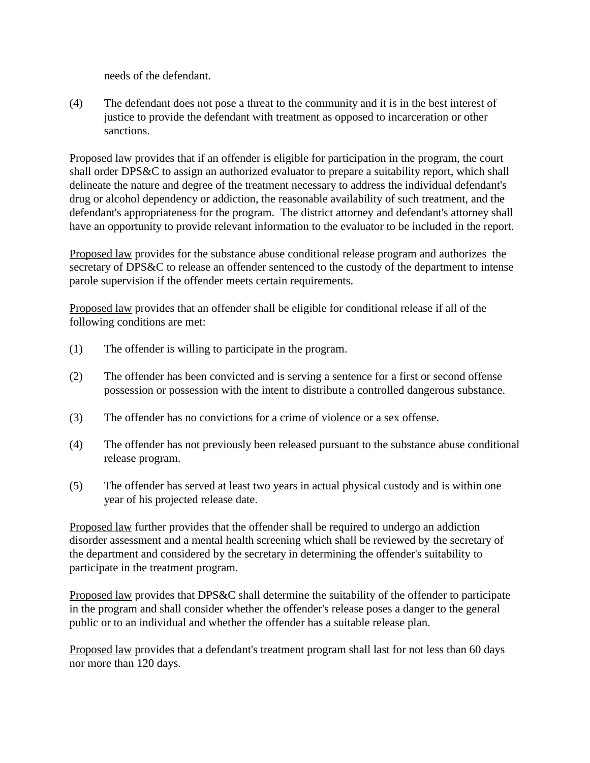needs of the defendant.

(4) The defendant does not pose a threat to the community and it is in the best interest of justice to provide the defendant with treatment as opposed to incarceration or other sanctions.

<u>Proposed law</u> provides that if an offender is eligible for participation in the program, the court shall order DPS&C to assign an authorized evaluator to prepare a suitability report, which shall delineate the nature and degree of the treatment necessary to address the individual defendant's drug or alcohol dependency or addiction, the reasonable availability of such treatment, and the defendant's appropriateness for the program. The district attorney and defendant's attorney shall have an opportunity to provide relevant information to the evaluator to be included in the report.

<u>Proposed law</u> provides for the substance abuse conditional release program and authorizes the secretary of DPS&C to release an offender sentenced to the custody of the department to intense parole supervision if the offender meets certain requirements.

<u>Proposed law</u> provides that an offender shall be eligible for conditional release if all of the following conditions are met:

(1) The offender is willing to participate in the program.

(2) The offender has been convicted and is serving a sentence for a first or second offense possession or possession with the intent to distribute a controlled dangerous substance.

(3) The offender has no convictions for a crime of violence or a sex offense.

(4) The offender has not previously been released pursuant to the substance abuse conditional release program.

(5) The offender has served at least two years in actual physical custody and is within one year of his projected release date.

<u>Proposed law</u> further provides that the offender shall be required to undergo an addiction disorder assessment and a mental health screening which shall be reviewed by the secretary of the department and considered by the secretary in determining the offender's suitability to participate in the treatment program.

<u>Proposed law</u> provides that DPS&C shall determine the suitability of the offender to participate in the program and shall consider whether the offender's release poses a danger to the general public or to an individual and whether the offender has a suitable release plan.

<u>Proposed law</u> provides that a defendant's treatment program shall last for not less than 60 days nor more than 120 days.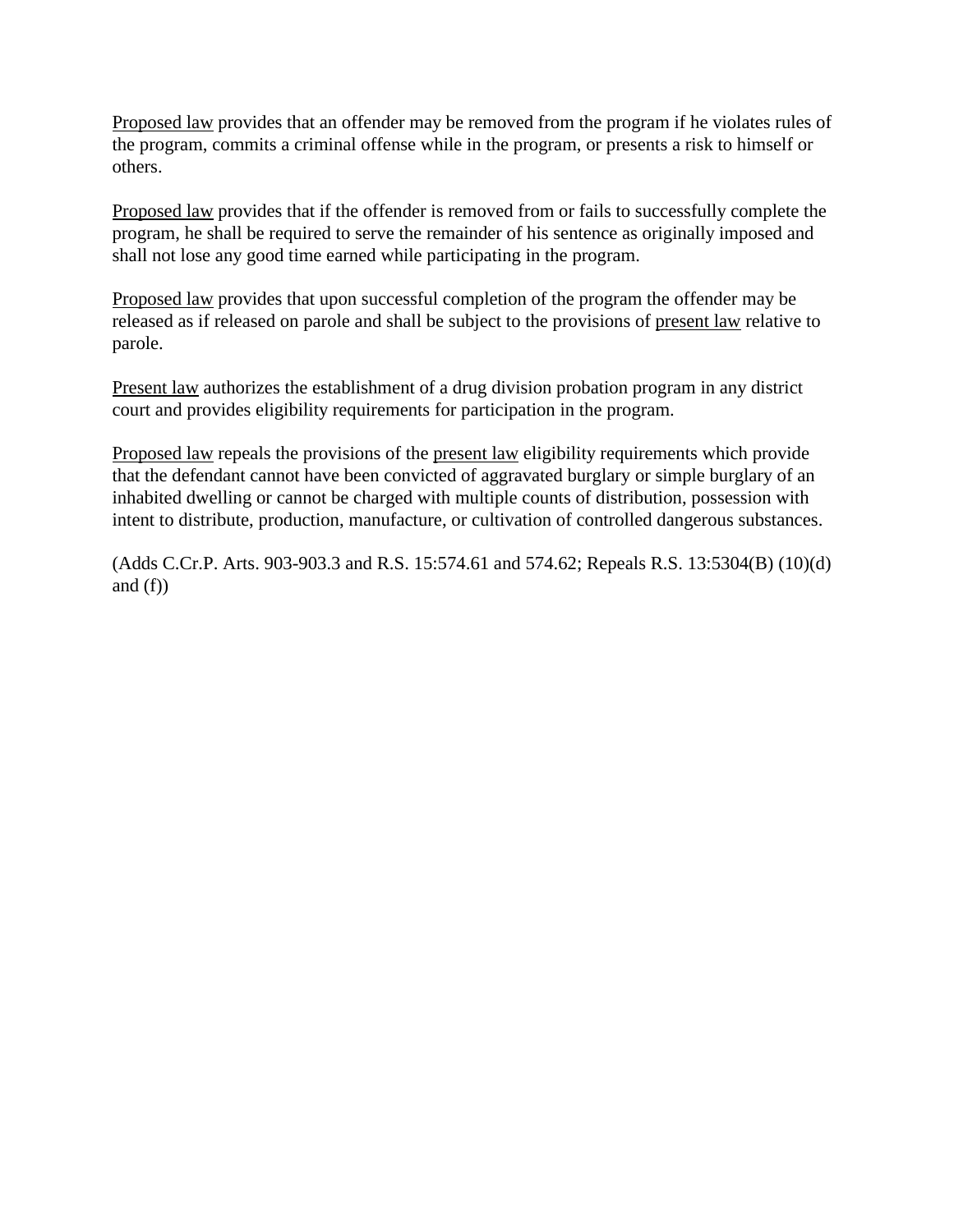Proposed law provides that an offender may be removed from the program if he violates rules of the program, commits a criminal offense while in the program, or presents a risk to himself or others.

Proposed law provides that if the offender is removed from or fails to successfully complete the program, he shall be required to serve the remainder of his sentence as originally imposed and shall not lose any good time earned while participating in the program.

Proposed law provides that upon successful completion of the program the offender may be released as if released on parole and shall be subject to the provisions of present law relative to parole.

Present law authorizes the establishment of a drug division probation program in any district court and provides eligibility requirements for participation in the program.

Proposed law repeals the provisions of the present law eligibility requirements which provide that the defendant cannot have been convicted of aggravated burglary or simple burglary of an inhabited dwelling or cannot be charged with multiple counts of distribution, possession with intent to distribute, production, manufacture, or cultivation of controlled dangerous substances.

(Adds C.Cr.P. Arts. 903-903.3 and R.S. 15:574.61 and 574.62; Repeals R.S. 13:5304(B) (10)(d) and (f))